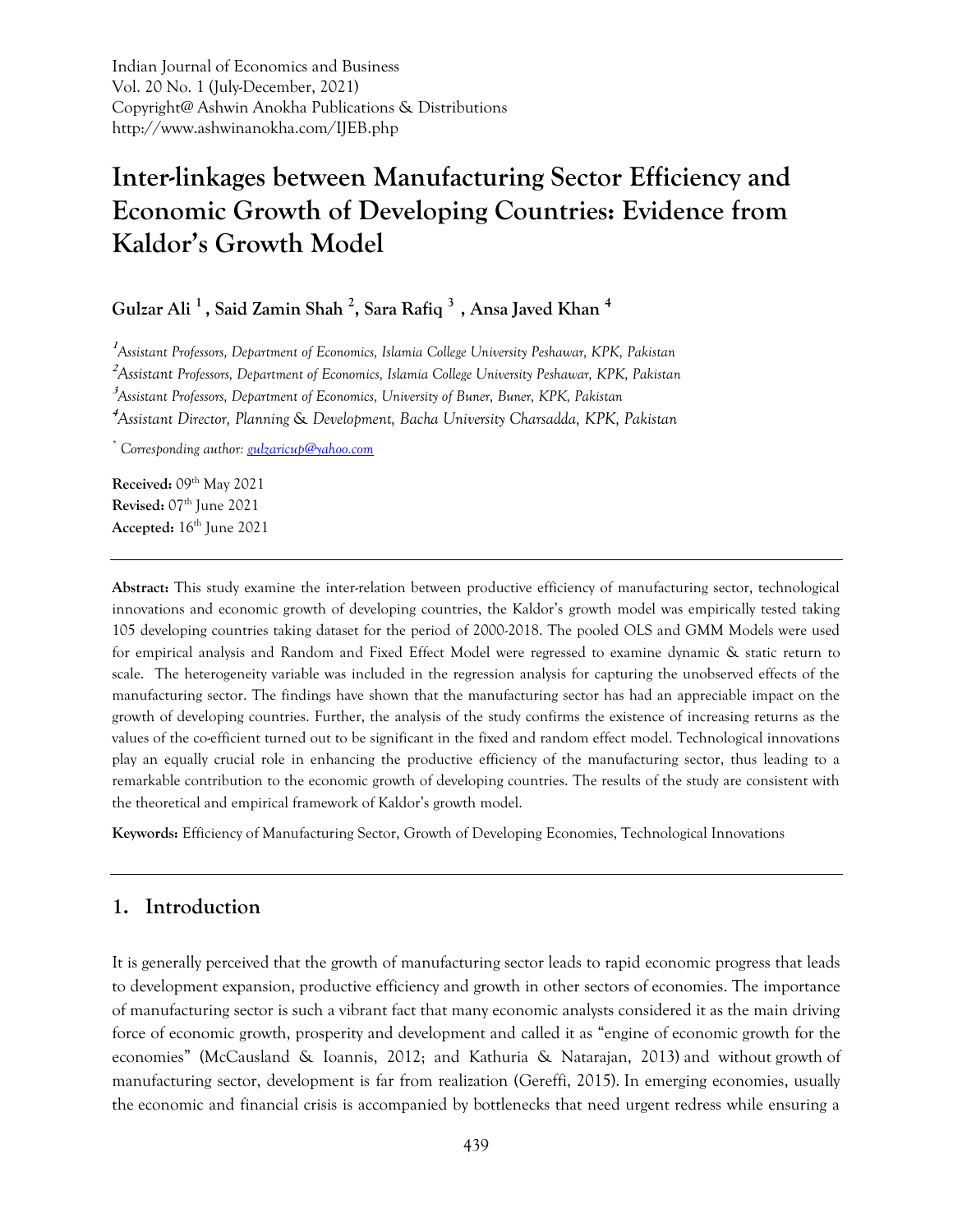Indian Journal of Economics and Business
Vol. 20 No. 1 (July-December, 2021)
Copyright@ Ashwin Anokha Publications & Distributions
http://www.ashwinanokha.com/IJEB.php

# Inter-linkages between Manufacturing Sector Efficiency and Economic Growth of Developing Countries: Evidence from Kaldor's Growth Model

**Gulzar Ali [1] , Said Zamin Shah [2], Sara Rafiq [3] , Ansa Javed Khan [4]**

[1] *Assistant Professors, Department of Economics, Islamia College University Peshawar, KPK, Pakistan*
[2] *Assistant Professors, Department of Economics, Islamia College University Peshawar, KPK, Pakistan*
[3] *Assistant Professors, Department of Economics, University of Buner, Buner, KPK, Pakistan*
[4] *Assistant Director, Planning & Development, Bacha University Charsadda, KPK, Pakistan*

[*] *Corresponding author: gulzaricup@yahoo.com*

**Received:** 09th May 2021
**Revised:** 07th June 2021
**Accepted:** 16th June 2021

---

**Abstract:** This study examine the inter-relation between productive efficiency of manufacturing sector, technological innovations and economic growth of developing countries, the Kaldor's growth model was empirically tested taking 105 developing countries taking dataset for the period of 2000-2018. The pooled OLS and GMM Models were used for empirical analysis and Random and Fixed Effect Model were regressed to examine dynamic & static return to scale. The heterogeneity variable was included in the regression analysis for capturing the unobserved effects of the manufacturing sector. The findings have shown that the manufacturing sector has had an appreciable impact on the growth of developing countries. Further, the analysis of the study confirms the existence of increasing returns as the values of the co-efficient turned out to be significant in the fixed and random effect model. Technological innovations play an equally crucial role in enhancing the productive efficiency of the manufacturing sector, thus leading to a remarkable contribution to the economic growth of developing countries. The results of the study are consistent with the theoretical and empirical framework of Kaldor's growth model.

**Keywords:** Efficiency of Manufacturing Sector, Growth of Developing Economies, Technological Innovations

---

## 1. Introduction

It is generally perceived that the growth of manufacturing sector leads to rapid economic progress that leads to development expansion, productive efficiency and growth in other sectors of economies. The importance of manufacturing sector is such a vibrant fact that many economic analysts considered it as the main driving force of economic growth, prosperity and development and called it as "engine of economic growth for the economies" (McCausland & Ioannis, 2012; and Kathuria & Natarajan, 2013) and without growth of manufacturing sector, development is far from realization (Gereffi, 2015). In emerging economies, usually the economic and financial crisis is accompanied by bottlenecks that need urgent redress while ensuring a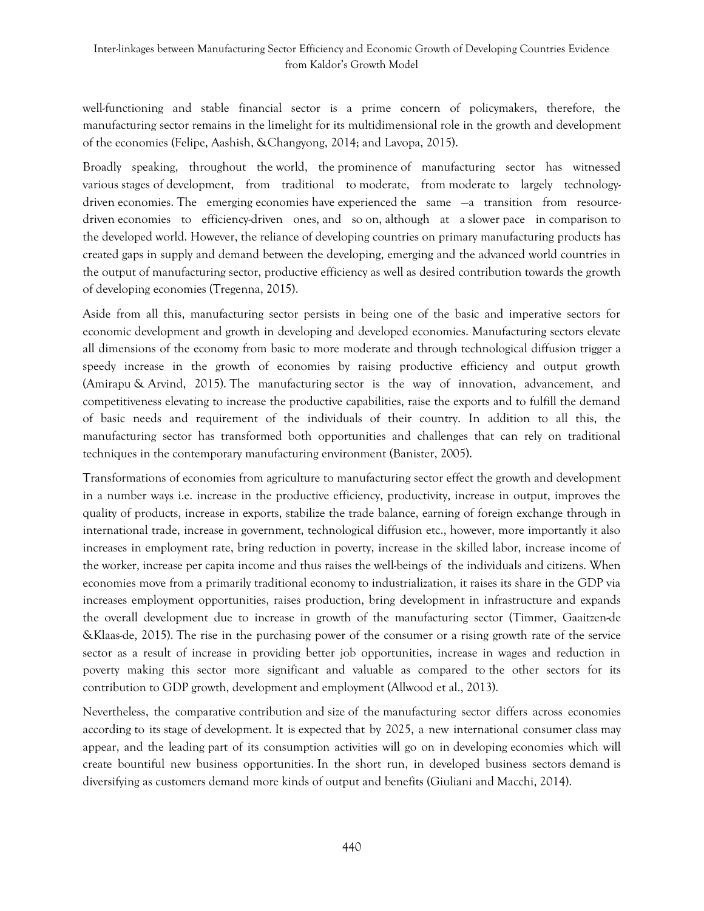well-functioning and stable financial sector is a prime concern of policymakers, therefore, the manufacturing sector remains in the limelight for its multidimensional role in the growth and development of the economies (Felipe, Aashish, &Changyong, 2014; and Lavopa, 2015).

Broadly speaking, throughout the world, the prominence of manufacturing sector has witnessed various stages of development, from traditional to moderate, from moderate to largely technology-driven economies. The emerging economies have experienced the same —a transition from resource-driven economies to efficiency-driven ones, and so on, although at a slower pace in comparison to the developed world. However, the reliance of developing countries on primary manufacturing products has created gaps in supply and demand between the developing, emerging and the advanced world countries in the output of manufacturing sector, productive efficiency as well as desired contribution towards the growth of developing economies (Tregenna, 2015).

Aside from all this, manufacturing sector persists in being one of the basic and imperative sectors for economic development and growth in developing and developed economies. Manufacturing sectors elevate all dimensions of the economy from basic to more moderate and through technological diffusion trigger a speedy increase in the growth of economies by raising productive efficiency and output growth (Amirapu & Arvind, 2015). The manufacturing sector is the way of innovation, advancement, and competitiveness elevating to increase the productive capabilities, raise the exports and to fulfill the demand of basic needs and requirement of the individuals of their country. In addition to all this, the manufacturing sector has transformed both opportunities and challenges that can rely on traditional techniques in the contemporary manufacturing environment (Banister, 2005).

Transformations of economies from agriculture to manufacturing sector effect the growth and development in a number ways i.e. increase in the productive efficiency, productivity, increase in output, improves the quality of products, increase in exports, stabilize the trade balance, earning of foreign exchange through in international trade, increase in government, technological diffusion etc., however, more importantly it also increases in employment rate, bring reduction in poverty, increase in the skilled labor, increase income of the worker, increase per capita income and thus raises the well-beings of the individuals and citizens. When economies move from a primarily traditional economy to industrialization, it raises its share in the GDP via increases employment opportunities, raises production, bring development in infrastructure and expands the overall development due to increase in growth of the manufacturing sector (Timmer, Gaaitzen-de &Klaas-de, 2015). The rise in the purchasing power of the consumer or a rising growth rate of the service sector as a result of increase in providing better job opportunities, increase in wages and reduction in poverty making this sector more significant and valuable as compared to the other sectors for its contribution to GDP growth, development and employment (Allwood et al., 2013).

Nevertheless, the comparative contribution and size of the manufacturing sector differs across economies according to its stage of development. It is expected that by 2025, a new international consumer class may appear, and the leading part of its consumption activities will go on in developing economies which will create bountiful new business opportunities. In the short run, in developed business sectors demand is diversifying as customers demand more kinds of output and benefits (Giuliani and Macchi, 2014).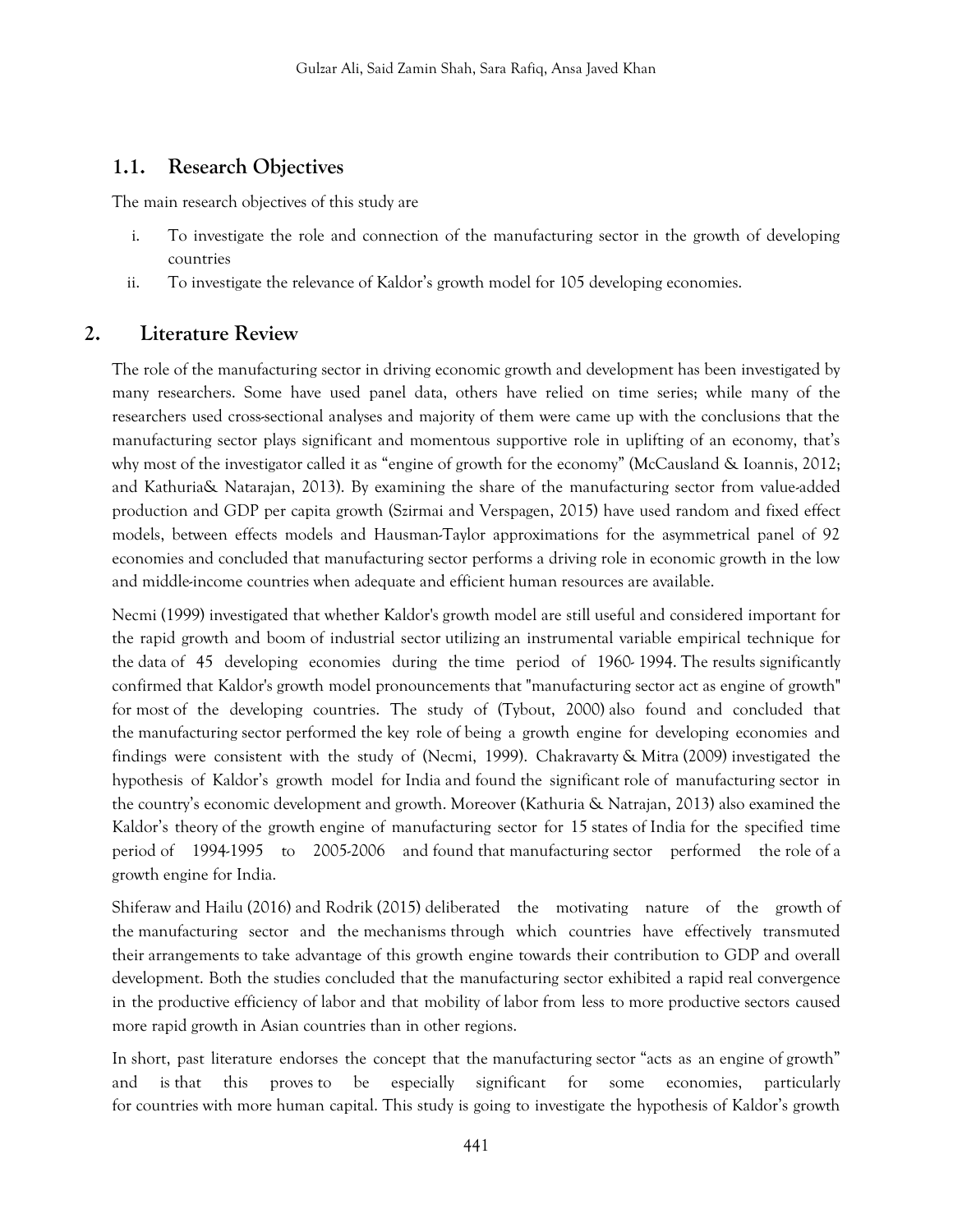### 1.1. Research Objectives

The main research objectives of this study are

i. To investigate the role and connection of the manufacturing sector in the growth of developing countries
ii. To investigate the relevance of Kaldor's growth model for 105 developing economies.

## 2. Literature Review

The role of the manufacturing sector in driving economic growth and development has been investigated by many researchers. Some have used panel data, others have relied on time series; while many of the researchers used cross-sectional analyses and majority of them were came up with the conclusions that the manufacturing sector plays significant and momentous supportive role in uplifting of an economy, that's why most of the investigator called it as "engine of growth for the economy" (McCausland & Ioannis, 2012; and Kathuria& Natarajan, 2013). By examining the share of the manufacturing sector from value-added production and GDP per capita growth (Szirmai and Verspagen, 2015) have used random and fixed effect models, between effects models and Hausman-Taylor approximations for the asymmetrical panel of 92 economies and concluded that manufacturing sector performs a driving role in economic growth in the low and middle-income countries when adequate and efficient human resources are available.

Necmi (1999) investigated that whether Kaldor's growth model are still useful and considered important for the rapid growth and boom of industrial sector utilizing an instrumental variable empirical technique for the data of 45 developing economies during the time period of 1960- 1994. The results significantly confirmed that Kaldor's growth model pronouncements that "manufacturing sector act as engine of growth" for most of the developing countries. The study of (Tybout, 2000) also found and concluded that the manufacturing sector performed the key role of being a growth engine for developing economies and findings were consistent with the study of (Necmi, 1999). Chakravarty & Mitra (2009) investigated the hypothesis of Kaldor's growth model for India and found the significant role of manufacturing sector in the country's economic development and growth. Moreover (Kathuria & Natrajan, 2013) also examined the Kaldor's theory of the growth engine of manufacturing sector for 15 states of India for the specified time period of 1994-1995 to 2005-2006 and found that manufacturing sector performed the role of a growth engine for India.

Shiferaw and Hailu (2016) and Rodrik (2015) deliberated the motivating nature of the growth of the manufacturing sector and the mechanisms through which countries have effectively transmuted their arrangements to take advantage of this growth engine towards their contribution to GDP and overall development. Both the studies concluded that the manufacturing sector exhibited a rapid real convergence in the productive efficiency of labor and that mobility of labor from less to more productive sectors caused more rapid growth in Asian countries than in other regions.

In short, past literature endorses the concept that the manufacturing sector "acts as an engine of growth" and is that this proves to be especially significant for some economies, particularly for countries with more human capital. This study is going to investigate the hypothesis of Kaldor's growth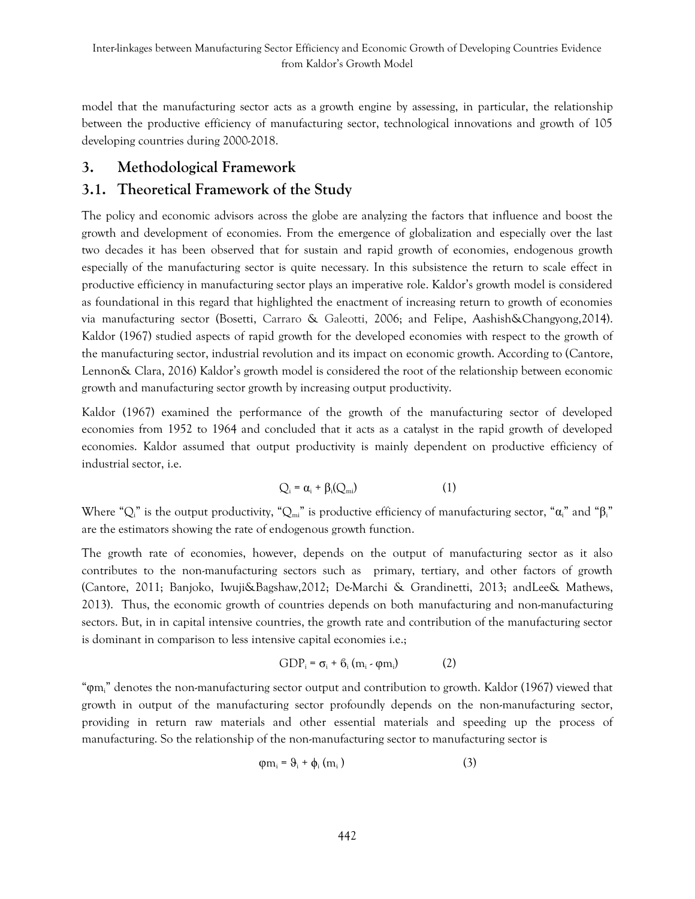model that the manufacturing sector acts as a growth engine by assessing, in particular, the relationship between the productive efficiency of manufacturing sector, technological innovations and growth of 105 developing countries during 2000-2018.

## 3. Methodological Framework

### 3.1. Theoretical Framework of the Study

The policy and economic advisors across the globe are analyzing the factors that influence and boost the growth and development of economies. From the emergence of globalization and especially over the last two decades it has been observed that for sustain and rapid growth of economies, endogenous growth especially of the manufacturing sector is quite necessary. In this subsistence the return to scale effect in productive efficiency in manufacturing sector plays an imperative role. Kaldor's growth model is considered as foundational in this regard that highlighted the enactment of increasing return to growth of economies via manufacturing sector (Bosetti, Carraro & Galeotti, 2006; and Felipe, Aashish&Changyong,2014). Kaldor (1967) studied aspects of rapid growth for the developed economies with respect to the growth of the manufacturing sector, industrial revolution and its impact on economic growth. According to (Cantore, Lennon& Clara, 2016) Kaldor's growth model is considered the root of the relationship between economic growth and manufacturing sector growth by increasing output productivity.

Kaldor (1967) examined the performance of the growth of the manufacturing sector of developed economies from 1952 to 1964 and concluded that it acts as a catalyst in the rapid growth of developed economies. Kaldor assumed that output productivity is mainly dependent on productive efficiency of industrial sector, i.e.

$$Q_i = \alpha_i + \beta_i(Q_{mi}) \qquad (1)$$

Where "$Q_i$" is the output productivity, "$Q_{mi}$" is productive efficiency of manufacturing sector, "$\alpha_i$" and "$\beta_i$" are the estimators showing the rate of endogenous growth function.

The growth rate of economies, however, depends on the output of manufacturing sector as it also contributes to the non-manufacturing sectors such as primary, tertiary, and other factors of growth (Cantore, 2011; Banjoko, Iwuji&Bagshaw,2012; De-Marchi & Grandinetti, 2013; andLee& Mathews, 2013). Thus, the economic growth of countries depends on both manufacturing and non-manufacturing sectors. But, in in capital intensive countries, the growth rate and contribution of the manufacturing sector is dominant in comparison to less intensive capital economies i.e.;

$$GDP_i = \sigma_i + \sigma_i (m_i - \varphi m_i) \qquad (2)$$

"$\varphi m_i$" denotes the non-manufacturing sector output and contribution to growth. Kaldor (1967) viewed that growth in output of the manufacturing sector profoundly depends on the non-manufacturing sector, providing in return raw materials and other essential materials and speeding up the process of manufacturing. So the relationship of the non-manufacturing sector to manufacturing sector is

$$\varphi m_i = \vartheta_i + \phi_i (m_i) \qquad (3)$$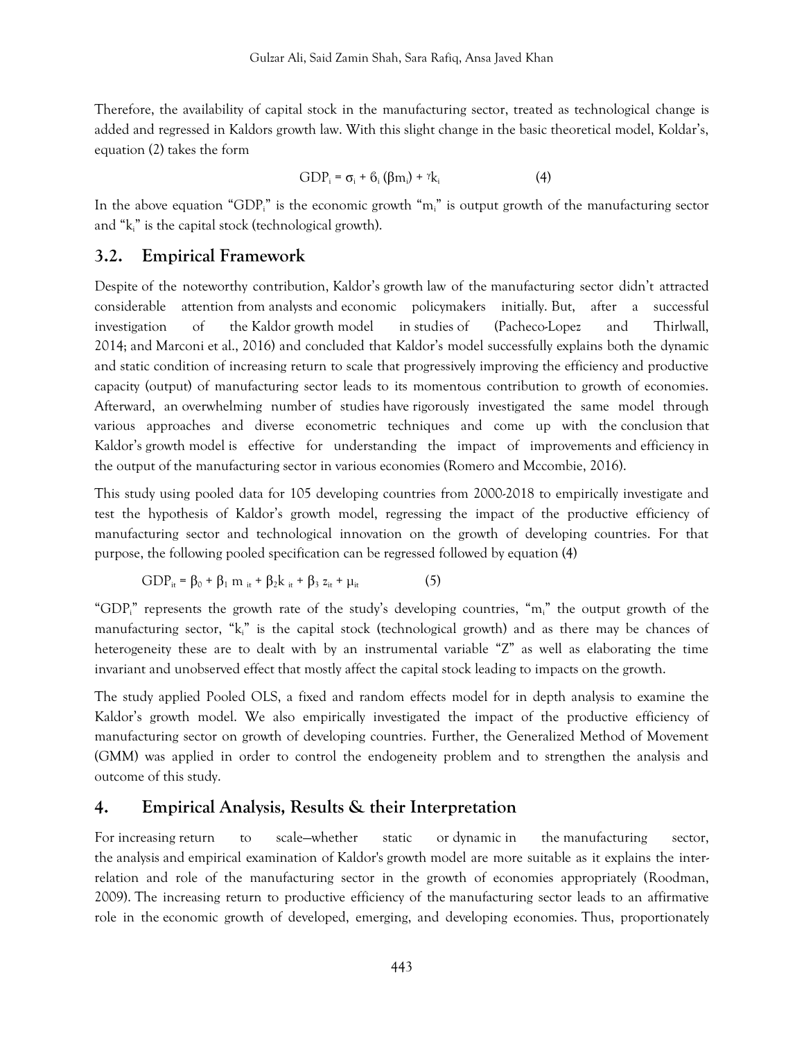Therefore, the availability of capital stock in the manufacturing sector, treated as technological change is added and regressed in Kaldors growth law. With this slight change in the basic theoretical model, Koldar's, equation (2) takes the form

$$GDP_i = \sigma_i + \delta_i (\beta m_i) + \gamma k_i \tag{4}$$

In the above equation "$GDP_i$" is the economic growth "$m_i$" is output growth of the manufacturing sector and "$k_i$" is the capital stock (technological growth).

## 3.2. Empirical Framework

Despite of the noteworthy contribution, Kaldor's growth law of the manufacturing sector didn't attracted considerable attention from analysts and economic policymakers initially. But, after a successful investigation of the Kaldor growth model in studies of (Pacheco-Lopez and Thirlwall, 2014; and Marconi et al., 2016) and concluded that Kaldor's model successfully explains both the dynamic and static condition of increasing return to scale that progressively improving the efficiency and productive capacity (output) of manufacturing sector leads to its momentous contribution to growth of economies. Afterward, an overwhelming number of studies have rigorously investigated the same model through various approaches and diverse econometric techniques and come up with the conclusion that Kaldor's growth model is effective for understanding the impact of improvements and efficiency in the output of the manufacturing sector in various economies (Romero and Mccombie, 2016).

This study using pooled data for 105 developing countries from 2000-2018 to empirically investigate and test the hypothesis of Kaldor's growth model, regressing the impact of the productive efficiency of manufacturing sector and technological innovation on the growth of developing countries. For that purpose, the following pooled specification can be regressed followed by equation (4)

$$GDP_{it} = \beta_0 + \beta_1 m_{it} + \beta_2 k_{it} + \beta_3 z_{it} + \mu_{it} \tag{5}$$

"$GDP_i$" represents the growth rate of the study's developing countries, "$m_i$" the output growth of the manufacturing sector, "$k_i$" is the capital stock (technological growth) and as there may be chances of heterogeneity these are to dealt with by an instrumental variable "Z" as well as elaborating the time invariant and unobserved effect that mostly affect the capital stock leading to impacts on the growth.

The study applied Pooled OLS, a fixed and random effects model for in depth analysis to examine the Kaldor's growth model. We also empirically investigated the impact of the productive efficiency of manufacturing sector on growth of developing countries. Further, the Generalized Method of Movement (GMM) was applied in order to control the endogeneity problem and to strengthen the analysis and outcome of this study.

# 4. Empirical Analysis, Results & their Interpretation

For increasing return to scale—whether static or dynamic in the manufacturing sector, the analysis and empirical examination of Kaldor's growth model are more suitable as it explains the inter-relation and role of the manufacturing sector in the growth of economies appropriately (Roodman, 2009). The increasing return to productive efficiency of the manufacturing sector leads to an affirmative role in the economic growth of developed, emerging, and developing economies. Thus, proportionately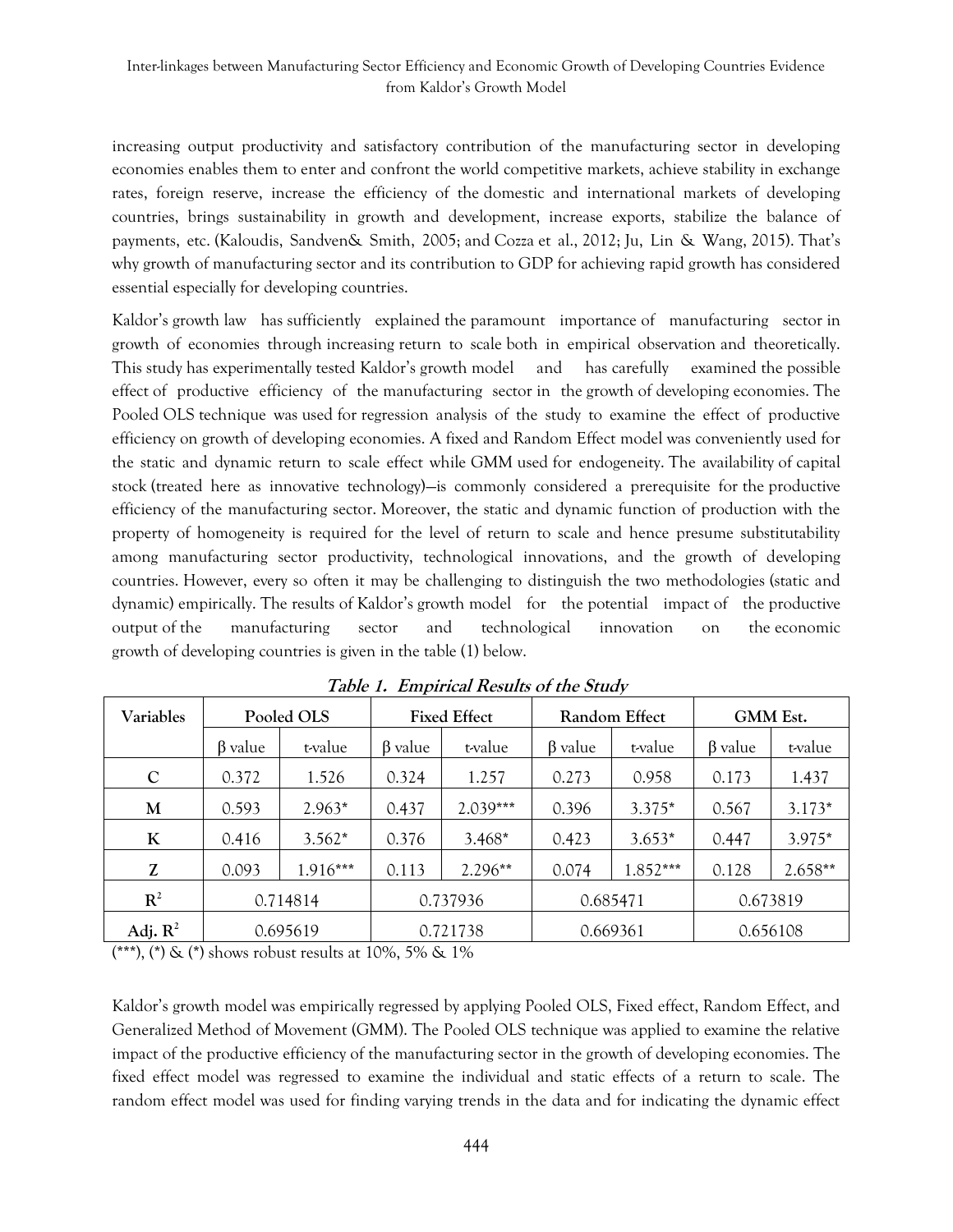increasing output productivity and satisfactory contribution of the manufacturing sector in developing economies enables them to enter and confront the world competitive markets, achieve stability in exchange rates, foreign reserve, increase the efficiency of the domestic and international markets of developing countries, brings sustainability in growth and development, increase exports, stabilize the balance of payments, etc. (Kaloudis, Sandven& Smith, 2005; and Cozza et al., 2012; Ju, Lin & Wang, 2015). That's why growth of manufacturing sector and its contribution to GDP for achieving rapid growth has considered essential especially for developing countries.

Kaldor's growth law has sufficiently explained the paramount importance of manufacturing sector in growth of economies through increasing return to scale both in empirical observation and theoretically. This study has experimentally tested Kaldor's growth model and has carefully examined the possible effect of productive efficiency of the manufacturing sector in the growth of developing economies. The Pooled OLS technique was used for regression analysis of the study to examine the effect of productive efficiency on growth of developing economies. A fixed and Random Effect model was conveniently used for the static and dynamic return to scale effect while GMM used for endogeneity. The availability of capital stock (treated here as innovative technology)—is commonly considered a prerequisite for the productive efficiency of the manufacturing sector. Moreover, the static and dynamic function of production with the property of homogeneity is required for the level of return to scale and hence presume substitutability among manufacturing sector productivity, technological innovations, and the growth of developing countries. However, every so often it may be challenging to distinguish the two methodologies (static and dynamic) empirically. The results of Kaldor's growth model for the potential impact of the productive output of the manufacturing sector and technological innovation on the economic growth of developing countries is given in the table (1) below.

**Table 1. Empirical Results of the Study**

| Variables | Pooled OLS | | Fixed Effect | | Random Effect | | GMM Est. | |
|---|---|---|---|---|---|---|---|---|
| | β value | t-value | β value | t-value | β value | t-value | β value | t-value |
| C | 0.372 | 1.526 | 0.324 | 1.257 | 0.273 | 0.958 | 0.173 | 1.437 |
| M | 0.593 | 2.963* | 0.437 | 2.039*** | 0.396 | 3.375* | 0.567 | 3.173* |
| K | 0.416 | 3.562* | 0.376 | 3.468* | 0.423 | 3.653* | 0.447 | 3.975* |
| Z | 0.093 | 1.916*** | 0.113 | 2.296** | 0.074 | 1.852*** | 0.128 | 2.658** |
| $R^2$ | 0.714814 | | 0.737936 | | 0.685471 | | 0.673819 | |
| Adj. $R^2$ | 0.695619 | | 0.721738 | | 0.669361 | | 0.656108 | |

(***), (*) & (*) shows robust results at 10%, 5% & 1%

Kaldor's growth model was empirically regressed by applying Pooled OLS, Fixed effect, Random Effect, and Generalized Method of Movement (GMM). The Pooled OLS technique was applied to examine the relative impact of the productive efficiency of the manufacturing sector in the growth of developing economies. The fixed effect model was regressed to examine the individual and static effects of a return to scale. The random effect model was used for finding varying trends in the data and for indicating the dynamic effect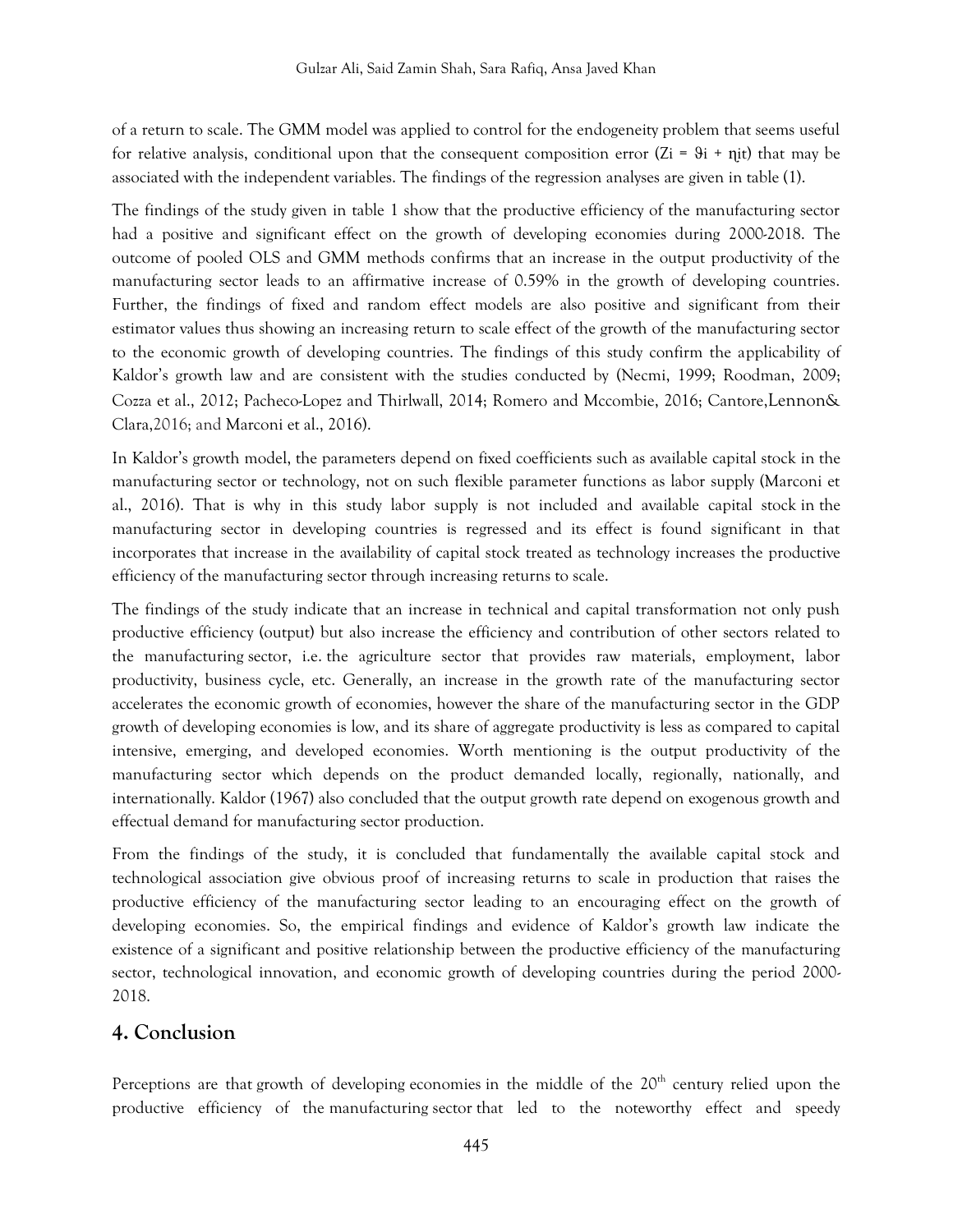of a return to scale. The GMM model was applied to control for the endogeneity problem that seems useful for relative analysis, conditional upon that the consequent composition error ($Z_i = \vartheta_i + \eta_{it}$) that may be associated with the independent variables. The findings of the regression analyses are given in table (1).

The findings of the study given in table 1 show that the productive efficiency of the manufacturing sector had a positive and significant effect on the growth of developing economies during 2000-2018. The outcome of pooled OLS and GMM methods confirms that an increase in the output productivity of the manufacturing sector leads to an affirmative increase of 0.59% in the growth of developing countries. Further, the findings of fixed and random effect models are also positive and significant from their estimator values thus showing an increasing return to scale effect of the growth of the manufacturing sector to the economic growth of developing countries. The findings of this study confirm the applicability of Kaldor's growth law and are consistent with the studies conducted by (Necmi, 1999; Roodman, 2009; Cozza et al., 2012; Pacheco-Lopez and Thirlwall, 2014; Romero and Mccombie, 2016; Cantore,Lennon& Clara,2016; and Marconi et al., 2016).

In Kaldor's growth model, the parameters depend on fixed coefficients such as available capital stock in the manufacturing sector or technology, not on such flexible parameter functions as labor supply (Marconi et al., 2016). That is why in this study labor supply is not included and available capital stock in the manufacturing sector in developing countries is regressed and its effect is found significant in that incorporates that increase in the availability of capital stock treated as technology increases the productive efficiency of the manufacturing sector through increasing returns to scale.

The findings of the study indicate that an increase in technical and capital transformation not only push productive efficiency (output) but also increase the efficiency and contribution of other sectors related to the manufacturing sector, i.e. the agriculture sector that provides raw materials, employment, labor productivity, business cycle, etc. Generally, an increase in the growth rate of the manufacturing sector accelerates the economic growth of economies, however the share of the manufacturing sector in the GDP growth of developing economies is low, and its share of aggregate productivity is less as compared to capital intensive, emerging, and developed economies. Worth mentioning is the output productivity of the manufacturing sector which depends on the product demanded locally, regionally, nationally, and internationally. Kaldor (1967) also concluded that the output growth rate depend on exogenous growth and effectual demand for manufacturing sector production.

From the findings of the study, it is concluded that fundamentally the available capital stock and technological association give obvious proof of increasing returns to scale in production that raises the productive efficiency of the manufacturing sector leading to an encouraging effect on the growth of developing economies. So, the empirical findings and evidence of Kaldor's growth law indicate the existence of a significant and positive relationship between the productive efficiency of the manufacturing sector, technological innovation, and economic growth of developing countries during the period 2000-2018.

## 4. Conclusion

Perceptions are that growth of developing economies in the middle of the 20th century relied upon the productive efficiency of the manufacturing sector that led to the noteworthy effect and speedy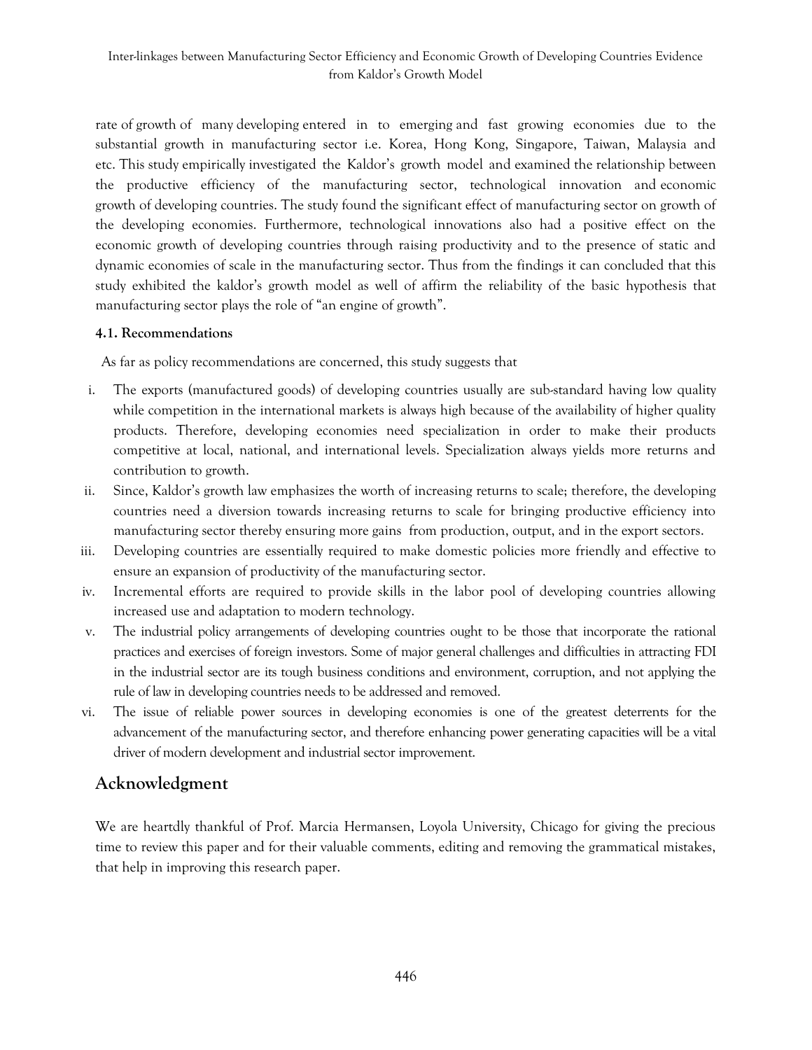rate of growth of many developing entered in to emerging and fast growing economies due to the substantial growth in manufacturing sector i.e. Korea, Hong Kong, Singapore, Taiwan, Malaysia and etc. This study empirically investigated the Kaldor's growth model and examined the relationship between the productive efficiency of the manufacturing sector, technological innovation and economic growth of developing countries. The study found the significant effect of manufacturing sector on growth of the developing economies. Furthermore, technological innovations also had a positive effect on the economic growth of developing countries through raising productivity and to the presence of static and dynamic economies of scale in the manufacturing sector. Thus from the findings it can concluded that this study exhibited the kaldor's growth model as well of affirm the reliability of the basic hypothesis that manufacturing sector plays the role of "an engine of growth".

### 4.1. Recommendations

As far as policy recommendations are concerned, this study suggests that

i. The exports (manufactured goods) of developing countries usually are sub-standard having low quality while competition in the international markets is always high because of the availability of higher quality products. Therefore, developing economies need specialization in order to make their products competitive at local, national, and international levels. Specialization always yields more returns and contribution to growth.

ii. Since, Kaldor's growth law emphasizes the worth of increasing returns to scale; therefore, the developing countries need a diversion towards increasing returns to scale for bringing productive efficiency into manufacturing sector thereby ensuring more gains from production, output, and in the export sectors.

iii. Developing countries are essentially required to make domestic policies more friendly and effective to ensure an expansion of productivity of the manufacturing sector.

iv. Incremental efforts are required to provide skills in the labor pool of developing countries allowing increased use and adaptation to modern technology.

v. The industrial policy arrangements of developing countries ought to be those that incorporate the rational practices and exercises of foreign investors. Some of major general challenges and difficulties in attracting FDI in the industrial sector are its tough business conditions and environment, corruption, and not applying the rule of law in developing countries needs to be addressed and removed.

vi. The issue of reliable power sources in developing economies is one of the greatest deterrents for the advancement of the manufacturing sector, and therefore enhancing power generating capacities will be a vital driver of modern development and industrial sector improvement.

## Acknowledgment

We are heartdly thankful of Prof. Marcia Hermansen, Loyola University, Chicago for giving the precious time to review this paper and for their valuable comments, editing and removing the grammatical mistakes, that help in improving this research paper.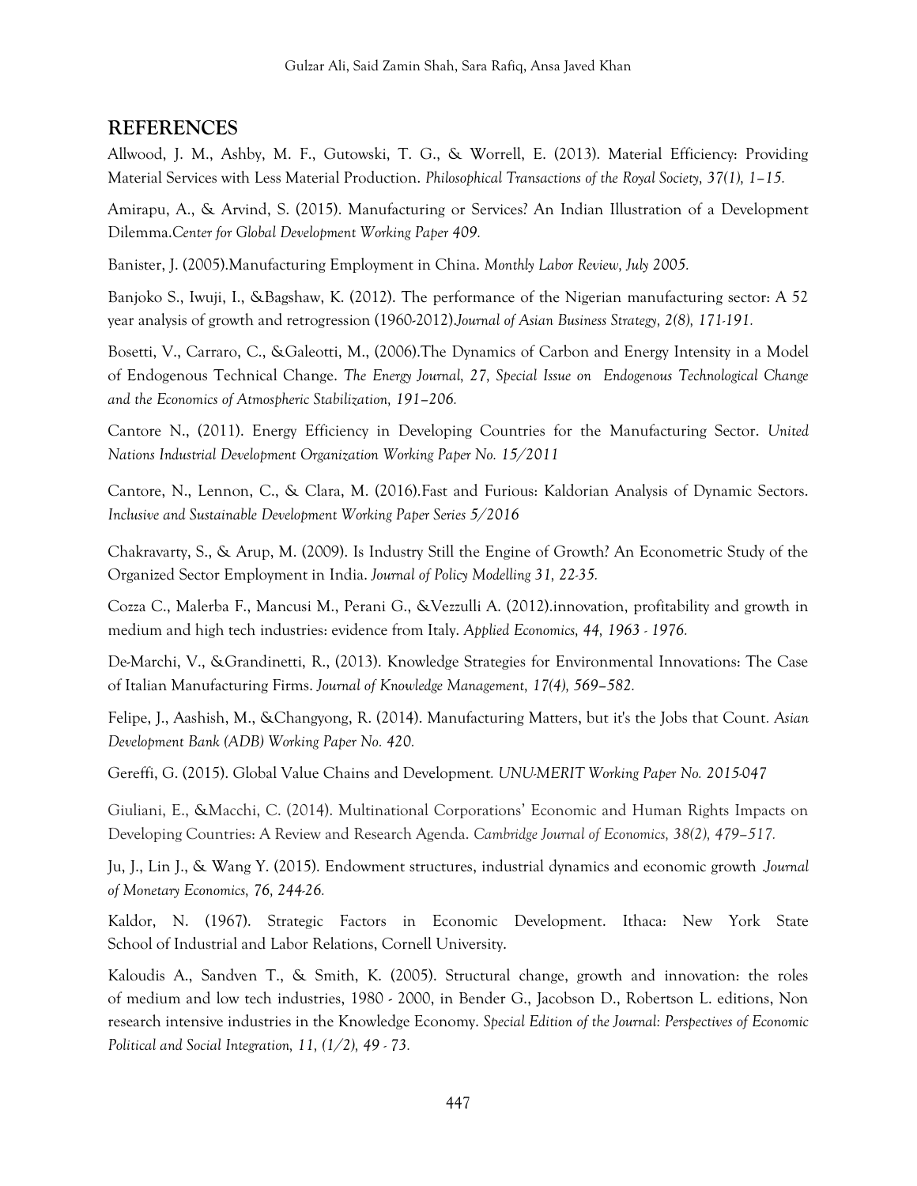## REFERENCES

Allwood, J. M., Ashby, M. F., Gutowski, T. G., & Worrell, E. (2013). Material Efficiency: Providing Material Services with Less Material Production. *Philosophical Transactions of the Royal Society, 37(1), 1–15.*

Amirapu, A., & Arvind, S. (2015). Manufacturing or Services? An Indian Illustration of a Development Dilemma.*Center for Global Development Working Paper 409.*

Banister, J. (2005).Manufacturing Employment in China. *Monthly Labor Review, July 2005.*

Banjoko S., Iwuji, I., &Bagshaw, K. (2012). The performance of the Nigerian manufacturing sector: A 52 year analysis of growth and retrogression (1960-2012).*Journal of Asian Business Strategy, 2(8), 171-191.*

Bosetti, V., Carraro, C., &Galeotti, M., (2006).The Dynamics of Carbon and Energy Intensity in a Model of Endogenous Technical Change. *The Energy Journal, 27, Special Issue on Endogenous Technological Change and the Economics of Atmospheric Stabilization, 191–206.*

Cantore N., (2011). Energy Efficiency in Developing Countries for the Manufacturing Sector. *United Nations Industrial Development Organization Working Paper No. 15/2011*

Cantore, N., Lennon, C., & Clara, M. (2016).Fast and Furious: Kaldorian Analysis of Dynamic Sectors. *Inclusive and Sustainable Development Working Paper Series 5/2016*

Chakravarty, S., & Arup, M. (2009). Is Industry Still the Engine of Growth? An Econometric Study of the Organized Sector Employment in India. *Journal of Policy Modelling 31, 22-35.*

Cozza C., Malerba F., Mancusi M., Perani G., &Vezzulli A. (2012).innovation, profitability and growth in medium and high tech industries: evidence from Italy. *Applied Economics, 44, 1963 - 1976.*

De-Marchi, V., &Grandinetti, R., (2013). Knowledge Strategies for Environmental Innovations: The Case of Italian Manufacturing Firms. *Journal of Knowledge Management, 17(4), 569–582.*

Felipe, J., Aashish, M., &Changyong, R. (2014). Manufacturing Matters, but it's the Jobs that Count. *Asian Development Bank (ADB) Working Paper No. 420.*

Gereffi, G. (2015). Global Value Chains and Development. *UNU-MERIT Working Paper No. 2015-047*

Giuliani, E., &Macchi, C. (2014). Multinational Corporations' Economic and Human Rights Impacts on Developing Countries: A Review and Research Agenda. *Cambridge Journal of Economics, 38(2), 479–517.*

Ju, J., Lin J., & Wang Y. (2015). Endowment structures, industrial dynamics and economic growth *Journal of Monetary Economics, 76, 244-26.*

Kaldor, N. (1967). Strategic Factors in Economic Development. Ithaca: New York State School of Industrial and Labor Relations, Cornell University.

Kaloudis A., Sandven T., & Smith, K. (2005). Structural change, growth and innovation: the roles of medium and low tech industries, 1980 - 2000, in Bender G., Jacobson D., Robertson L. editions, Non research intensive industries in the Knowledge Economy. *Special Edition of the Journal: Perspectives of Economic Political and Social Integration, 11, (1/2), 49 - 73.*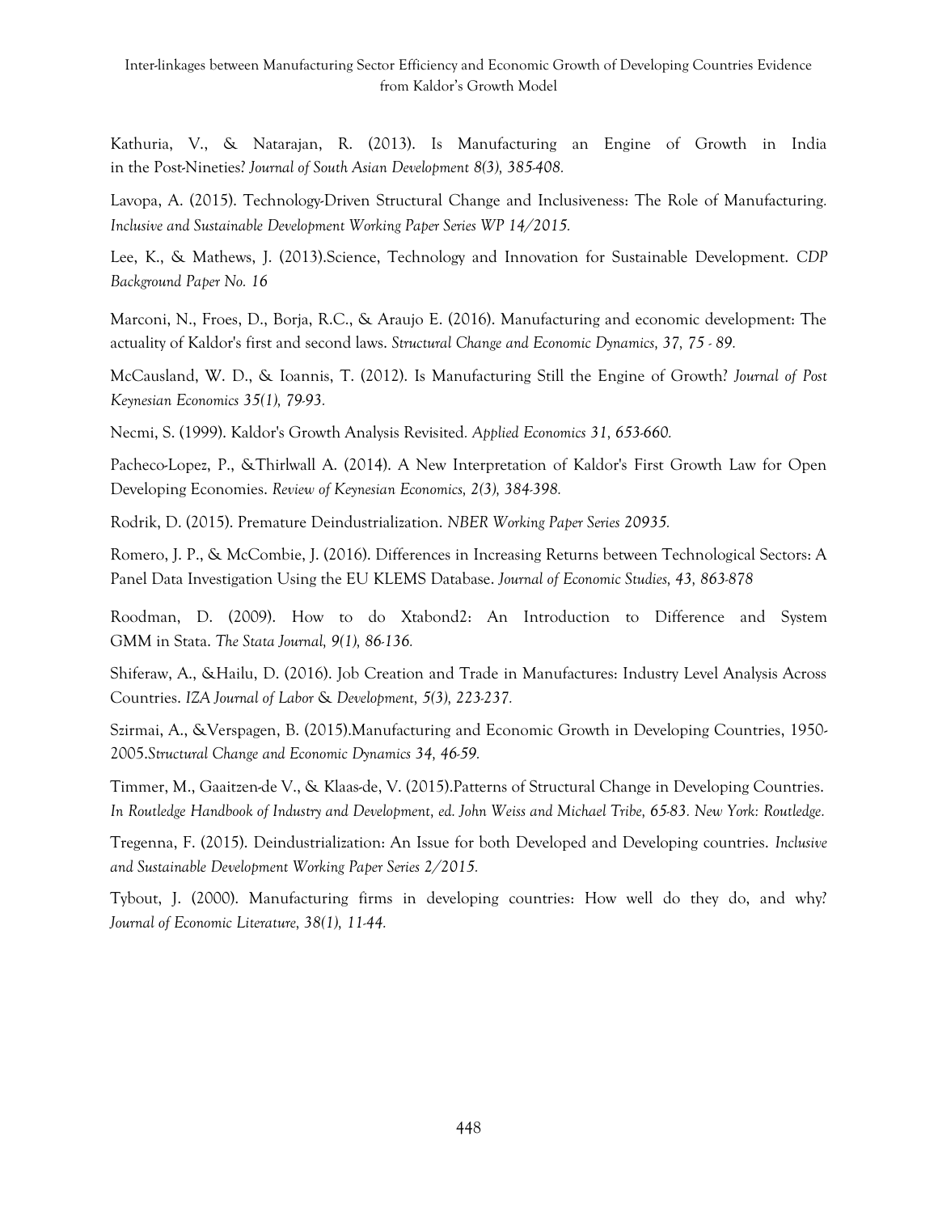Kathuria, V., & Natarajan, R. (2013). Is Manufacturing an Engine of Growth in India in the Post-Nineties? *Journal of South Asian Development 8(3), 385-408.*

Lavopa, A. (2015). Technology-Driven Structural Change and Inclusiveness: The Role of Manufacturing. *Inclusive and Sustainable Development Working Paper Series WP 14/2015.*

Lee, K., & Mathews, J. (2013).Science, Technology and Innovation for Sustainable Development. *CDP Background Paper No. 16*

Marconi, N., Froes, D., Borja, R.C., & Araujo E. (2016). Manufacturing and economic development: The actuality of Kaldor's first and second laws. *Structural Change and Economic Dynamics, 37, 75 - 89.*

McCausland, W. D., & Ioannis, T. (2012). Is Manufacturing Still the Engine of Growth? *Journal of Post Keynesian Economics 35(1), 79-93.*

Necmi, S. (1999). Kaldor's Growth Analysis Revisited. *Applied Economics 31, 653-660.*

Pacheco-Lopez, P., &Thirlwall A. (2014). A New Interpretation of Kaldor's First Growth Law for Open Developing Economies. *Review of Keynesian Economics, 2(3), 384-398.*

Rodrik, D. (2015). Premature Deindustrialization. *NBER Working Paper Series 20935.*

Romero, J. P., & McCombie, J. (2016). Differences in Increasing Returns between Technological Sectors: A Panel Data Investigation Using the EU KLEMS Database. *Journal of Economic Studies, 43, 863-878*

Roodman, D. (2009). How to do Xtabond2: An Introduction to Difference and System GMM in Stata. *The Stata Journal, 9(1), 86-136.*

Shiferaw, A., &Hailu, D. (2016). Job Creation and Trade in Manufactures: Industry Level Analysis Across Countries. *IZA Journal of Labor & Development, 5(3), 223-237.*

Szirmai, A., &Verspagen, B. (2015).Manufacturing and Economic Growth in Developing Countries, 1950-2005.*Structural Change and Economic Dynamics 34, 46-59.*

Timmer, M., Gaaitzen-de V., & Klaas-de, V. (2015).Patterns of Structural Change in Developing Countries. *In Routledge Handbook of Industry and Development, ed. John Weiss and Michael Tribe, 65-83. New York: Routledge.*

Tregenna, F. (2015). Deindustrialization: An Issue for both Developed and Developing countries. *Inclusive and Sustainable Development Working Paper Series 2/2015.*

Tybout, J. (2000). Manufacturing firms in developing countries: How well do they do, and why? *Journal of Economic Literature, 38(1), 11-44.*